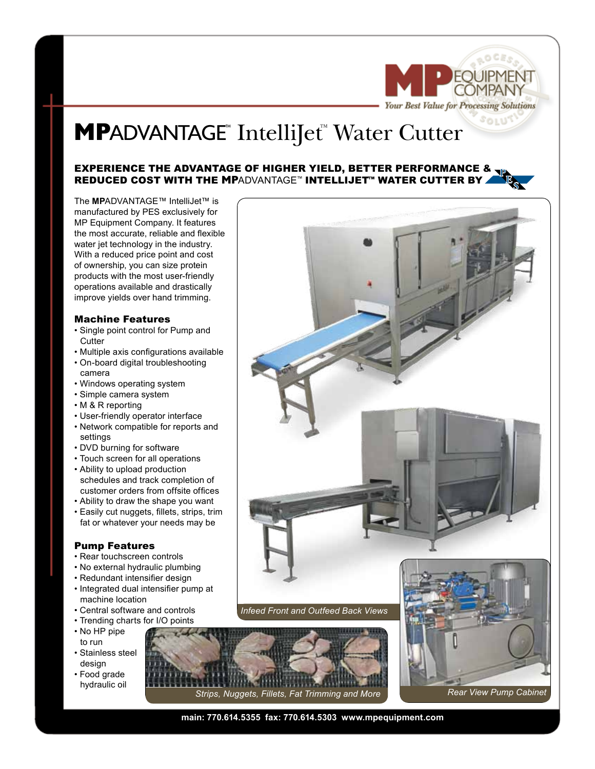MP EQUIPMENT COMPANY

*Your Best Value for Processing Solutions*

# MPADVANTAGE™ IntelliJet™ Water Cutter

## EXPERIENCE THE ADVANTAGE OF HIGHER YIELD, BETTER PERFORMANCE & REDUCED COST WITH THE MPADVANTAGE™ INTELLIJET™ WATER CUTTER BY PES

The **MP**ADVANTAGE™ IntelliJet™ is manufactured by PES exclusively for MP Equipment Company. It features the most accurate, reliable and flexible water jet technology in the industry. With a reduced price point and cost of ownership, you can size protein products with the most user-friendly operations available and drastically improve yields over hand trimming.

### Machine Features

- Single point control for Pump and Cutter
- Multiple axis configurations available
- On-board digital troubleshooting camera
- Windows operating system
- Simple camera system
- M & R reporting
- User-friendly operator interface
- Network compatible for reports and settings
- DVD burning for software
- Touch screen for all operations
- Ability to upload production schedules and track completion of customer orders from offsite offices
- Ability to draw the shape you want
- Easily cut nuggets, fillets, strips, trim fat or whatever your needs may be

### Pump Features

- Rear touchscreen controls
- No external hydraulic plumbing
- Redundant intensifier design
- Integrated dual intensifier pump at machine location
- Central software and controls
- Trending charts for I/O points
- No HP pipe to run
- Stainless steel design
- Food grade hydraulic oil

*Infeed Front and Outfeed Back Views*

*Strips, Nuggets, Fillets, Fat Trimming and More*

*Rear View Pump Cabinet*

**main: 770.614.5355 fax: 770.614.5303 www.mpequipment.com**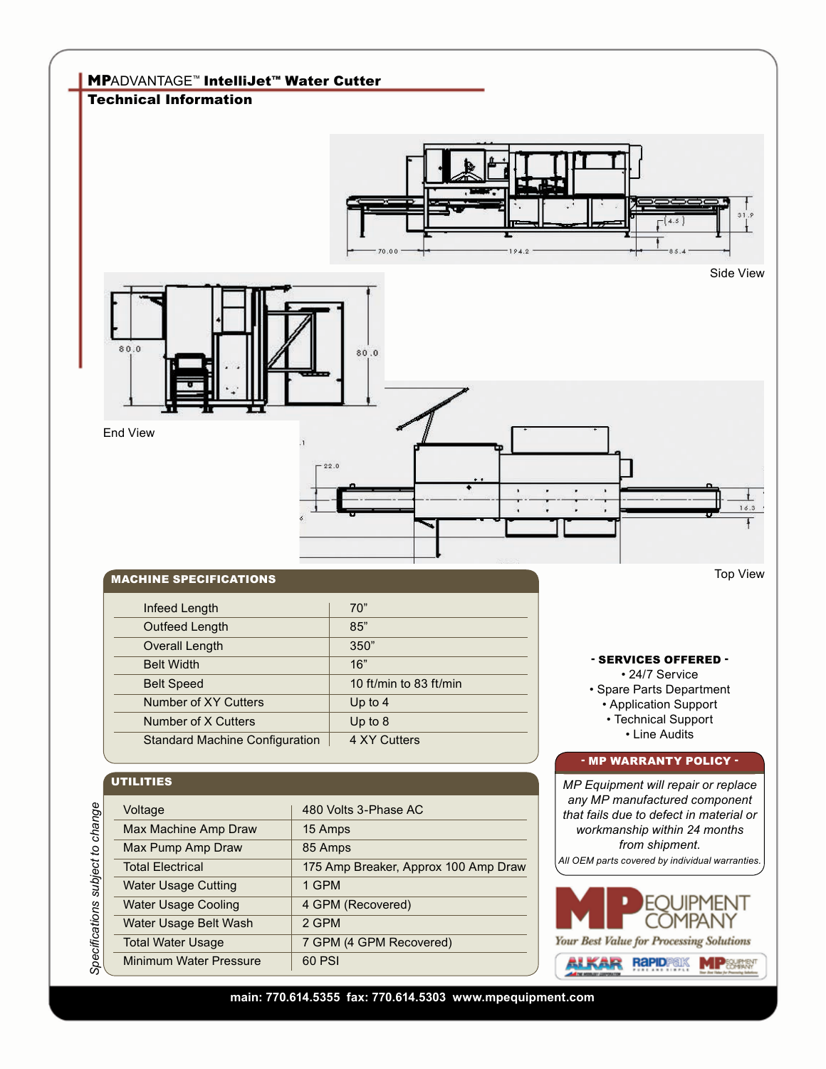## MPADVANTAGE™ IntelliJet™ Water Cutter
## Technical Information

70.00
194.2
85.4
31.9
4.5
Side View

80.0
80.0
End View

22.0
16.3
Top View

### MACHINE SPECIFICATIONS

| | |
|---|---|
| Infeed Length | 70" |
| Outfeed Length | 85" |
| Overall Length | 350" |
| Belt Width | 16" |
| Belt Speed | 10 ft/min to 83 ft/min |
| Number of XY Cutters | Up to 4 |
| Number of X Cutters | Up to 8 |
| Standard Machine Configuration | 4 XY Cutters |

### UTILITIES

| | |
|---|---|
| Voltage | 480 Volts 3-Phase AC |
| Max Machine Amp Draw | 15 Amps |
| Max Pump Amp Draw | 85 Amps |
| Total Electrical | 175 Amp Breaker, Approx 100 Amp Draw |
| Water Usage Cutting | 1 GPM |
| Water Usage Cooling | 4 GPM (Recovered) |
| Water Usage Belt Wash | 2 GPM |
| Total Water Usage | 7 GPM (4 GPM Recovered) |
| Minimum Water Pressure | 60 PSI |

*Specifications subject to change*

**- SERVICES OFFERED -**

- 24/7 Service
- Spare Parts Department
- Application Support
- Technical Support
- Line Audits

**- MP WARRANTY POLICY -**

*MP Equipment will repair or replace any MP manufactured component that fails due to defect in material or workmanship within 24 months from shipment.*

*All OEM parts covered by individual warranties.*

MP EQUIPMENT COMPANY

*Your Best Value for Processing Solutions*

ALKAR RAPIDPAK MP EQUIPMENT COMPANY

**main: 770.614.5355 fax: 770.614.5303 www.mpequipment.com**